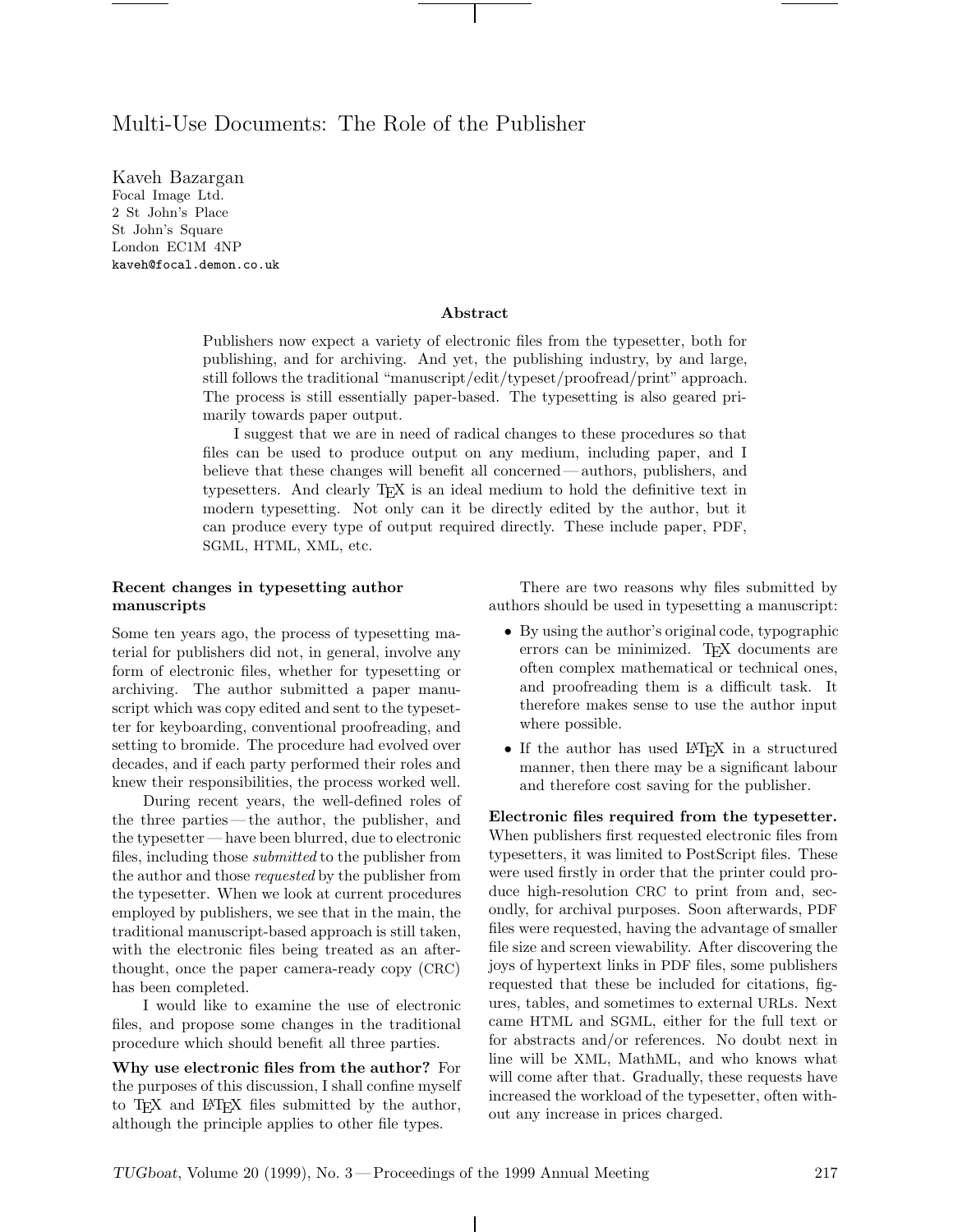# Multi-Use Documents: The Role of the Publisher

Kaveh Bazargan
Focal Image Ltd.
2 St John's Place
St John's Square
London EC1M 4NP
kaveh@focal.demon.co.uk

### Abstract

Publishers now expect a variety of electronic files from the typesetter, both for publishing, and for archiving. And yet, the publishing industry, by and large, still follows the traditional "manuscript/edit/typeset/proofread/print" approach. The process is still essentially paper-based. The typesetting is also geared primarily towards paper output.

I suggest that we are in need of radical changes to these procedures so that files can be used to produce output on any medium, including paper, and I believe that these changes will benefit all concerned — authors, publishers, and typesetters. And clearly TeX is an ideal medium to hold the definitive text in modern typesetting. Not only can it be directly edited by the author, but it can produce every type of output required directly. These include paper, PDF, SGML, HTML, XML, etc.

## Recent changes in typesetting author manuscripts

Some ten years ago, the process of typesetting material for publishers did not, in general, involve any form of electronic files, whether for typesetting or archiving. The author submitted a paper manuscript which was copy edited and sent to the typesetter for keyboarding, conventional proofreading, and setting to bromide. The procedure had evolved over decades, and if each party performed their roles and knew their responsibilities, the process worked well.

During recent years, the well-defined roles of the three parties — the author, the publisher, and the typesetter — have been blurred, due to electronic files, including those *submitted* to the publisher from the author and those *requested* by the publisher from the typesetter. When we look at current procedures employed by publishers, we see that in the main, the traditional manuscript-based approach is still taken, with the electronic files being treated as an afterthought, once the paper camera-ready copy (CRC) has been completed.

I would like to examine the use of electronic files, and propose some changes in the traditional procedure which should benefit all three parties.

**Why use electronic files from the author?** For the purposes of this discussion, I shall confine myself to TeX and LaTeX files submitted by the author, although the principle applies to other file types.

There are two reasons why files submitted by authors should be used in typesetting a manuscript:

- By using the author's original code, typographic errors can be minimized. TeX documents are often complex mathematical or technical ones, and proofreading them is a difficult task. It therefore makes sense to use the author input where possible.
- If the author has used LaTeX in a structured manner, then there may be a significant labour and therefore cost saving for the publisher.

**Electronic files required from the typesetter.** When publishers first requested electronic files from typesetters, it was limited to PostScript files. These were used firstly in order that the printer could produce high-resolution CRC to print from and, secondly, for archival purposes. Soon afterwards, PDF files were requested, having the advantage of smaller file size and screen viewability. After discovering the joys of hypertext links in PDF files, some publishers requested that these be included for citations, figures, tables, and sometimes to external URLs. Next came HTML and SGML, either for the full text or for abstracts and/or references. No doubt next in line will be XML, MathML, and who knows what will come after that. Gradually, these requests have increased the workload of the typesetter, often without any increase in prices charged.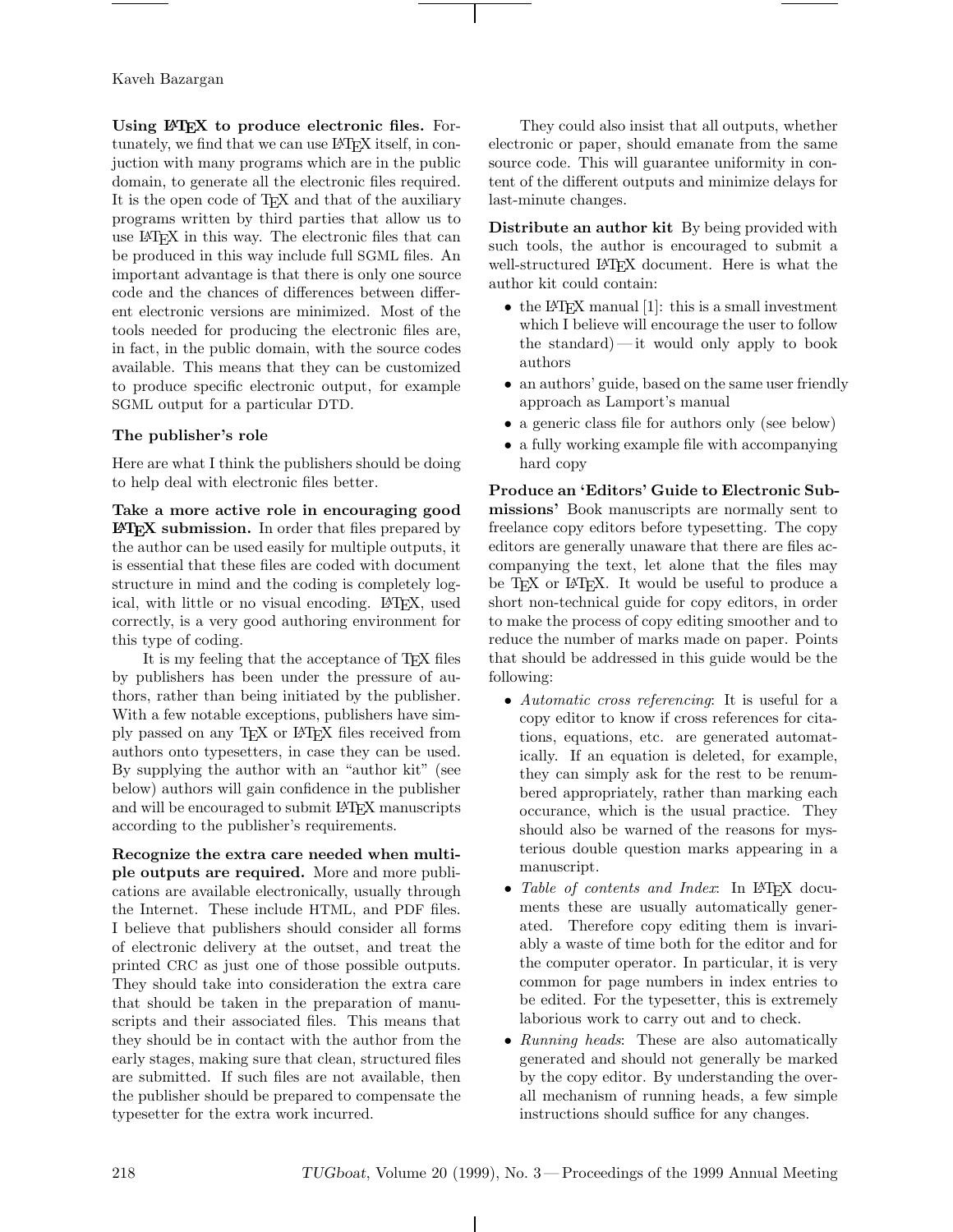**Using LaTeX to produce electronic files.** Fortunately, we find that we can use LaTeX itself, in conjuction with many programs which are in the public domain, to generate all the electronic files required. It is the open code of TeX and that of the auxiliary programs written by third parties that allow us to use LaTeX in this way. The electronic files that can be produced in this way include full SGML files. An important advantage is that there is only one source code and the chances of differences between different electronic versions are minimized. Most of the tools needed for producing the electronic files are, in fact, in the public domain, with the source codes available. This means that they can be customized to produce specific electronic output, for example SGML output for a particular DTD.

### The publisher's role

Here are what I think the publishers should be doing to help deal with electronic files better.

**Take a more active role in encouraging good LaTeX submission.** In order that files prepared by the author can be used easily for multiple outputs, it is essential that these files are coded with document structure in mind and the coding is completely logical, with little or no visual encoding. LaTeX, used correctly, is a very good authoring environment for this type of coding.

It is my feeling that the acceptance of TeX files by publishers has been under the pressure of authors, rather than being initiated by the publisher. With a few notable exceptions, publishers have simply passed on any TeX or LaTeX files received from authors onto typesetters, in case they can be used. By supplying the author with an "author kit" (see below) authors will gain confidence in the publisher and will be encouraged to submit LaTeX manuscripts according to the publisher's requirements.

**Recognize the extra care needed when multiple outputs are required.** More and more publications are available electronically, usually through the Internet. These include HTML, and PDF files. I believe that publishers should consider all forms of electronic delivery at the outset, and treat the printed CRC as just one of those possible outputs. They should take into consideration the extra care that should be taken in the preparation of manuscripts and their associated files. This means that they should be in contact with the author from the early stages, making sure that clean, structured files are submitted. If such files are not available, then the publisher should be prepared to compensate the typesetter for the extra work incurred.

They could also insist that all outputs, whether electronic or paper, should emanate from the same source code. This will guarantee uniformity in content of the different outputs and minimize delays for last-minute changes.

**Distribute an author kit** By being provided with such tools, the author is encouraged to submit a well-structured LaTeX document. Here is what the author kit could contain:

- the LaTeX manual [1]: this is a small investment which I believe will encourage the user to follow the standard) — it would only apply to book authors
- an authors' guide, based on the same user friendly approach as Lamport's manual
- a generic class file for authors only (see below)
- a fully working example file with accompanying hard copy

**Produce an 'Editors' Guide to Electronic Submissions'** Book manuscripts are normally sent to freelance copy editors before typesetting. The copy editors are generally unaware that there are files accompanying the text, let alone that the files may be TeX or LaTeX. It would be useful to produce a short non-technical guide for copy editors, in order to make the process of copy editing smoother and to reduce the number of marks made on paper. Points that should be addressed in this guide would be the following:

- *Automatic cross referencing*: It is useful for a copy editor to know if cross references for citations, equations, etc. are generated automatically. If an equation is deleted, for example, they can simply ask for the rest to be renumbered appropriately, rather than marking each occurance, which is the usual practice. They should also be warned of the reasons for mysterious double question marks appearing in a manuscript.
- *Table of contents and Index*: In LaTeX documents these are usually automatically generated. Therefore copy editing them is invariably a waste of time both for the editor and for the computer operator. In particular, it is very common for page numbers in index entries to be edited. For the typesetter, this is extremely laborious work to carry out and to check.
- *Running heads*: These are also automatically generated and should not generally be marked by the copy editor. By understanding the overall mechanism of running heads, a few simple instructions should suffice for any changes.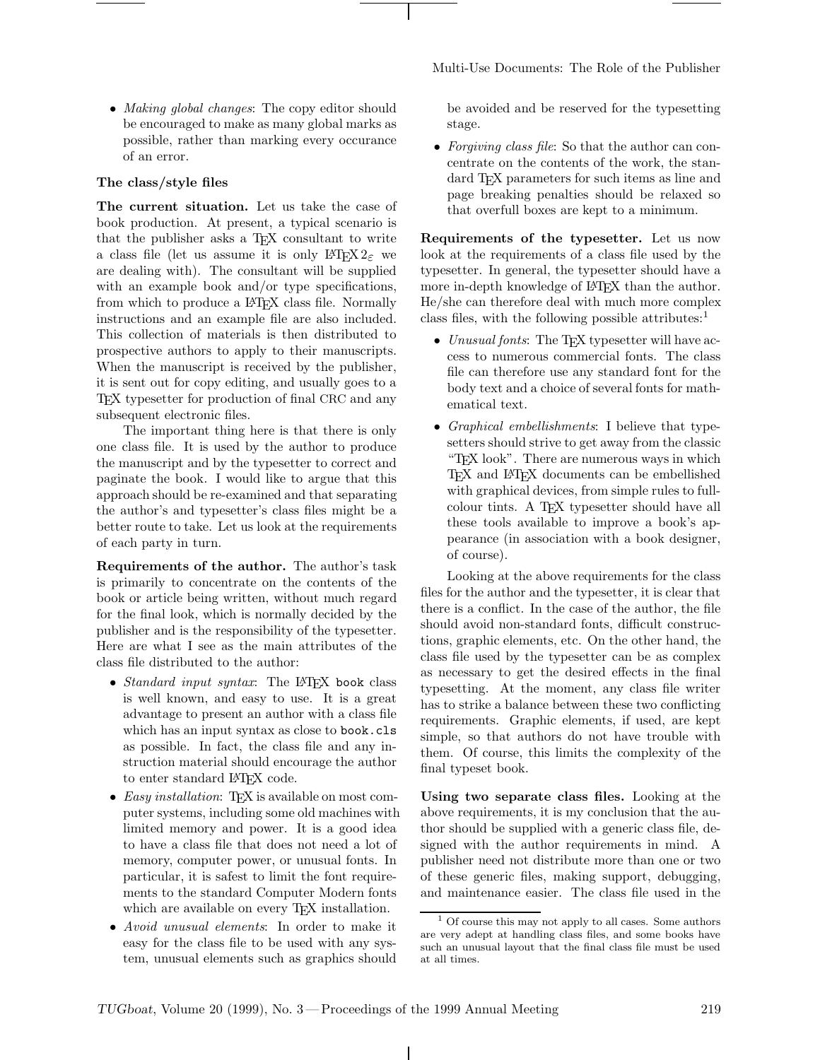- *Making global changes*: The copy editor should be encouraged to make as many global marks as possible, rather than marking every occurance of an error.

### The class/style files

**The current situation.** Let us take the case of book production. At present, a typical scenario is that the publisher asks a TeX consultant to write a class file (let us assume it is only LaTeX $2_\varepsilon$ we are dealing with). The consultant will be supplied with an example book and/or type specifications, from which to produce a LaTeX class file. Normally instructions and an example file are also included. This collection of materials is then distributed to prospective authors to apply to their manuscripts. When the manuscript is received by the publisher, it is sent out for copy editing, and usually goes to a TeX typesetter for production of final CRC and any subsequent electronic files.

The important thing here is that there is only one class file. It is used by the author to produce the manuscript and by the typesetter to correct and paginate the book. I would like to argue that this approach should be re-examined and that separating the author's and typesetter's class files might be a better route to take. Let us look at the requirements of each party in turn.

**Requirements of the author.** The author's task is primarily to concentrate on the contents of the book or article being written, without much regard for the final look, which is normally decided by the publisher and is the responsibility of the typesetter. Here are what I see as the main attributes of the class file distributed to the author:

- *Standard input syntax*: The LaTeX `book` class is well known, and easy to use. It is a great advantage to present an author with a class file which has an input syntax as close to `book.cls` as possible. In fact, the class file and any instruction material should encourage the author to enter standard LaTeX code.
- *Easy installation*: TeX is available on most computer systems, including some old machines with limited memory and power. It is a good idea to have a class file that does not need a lot of memory, computer power, or unusual fonts. In particular, it is safest to limit the font requirements to the standard Computer Modern fonts which are available on every TeX installation.
- *Avoid unusual elements*: In order to make it easy for the class file to be used with any system, unusual elements such as graphics should be avoided and be reserved for the typesetting stage.
- *Forgiving class file*: So that the author can concentrate on the contents of the work, the standard TeX parameters for such items as line and page breaking penalties should be relaxed so that overfull boxes are kept to a minimum.

**Requirements of the typesetter.** Let us now look at the requirements of a class file used by the typesetter. In general, the typesetter should have a more in-depth knowledge of LaTeX than the author. He/she can therefore deal with much more complex class files, with the following possible attributes:[1]

- *Unusual fonts*: The TeX typesetter will have access to numerous commercial fonts. The class file can therefore use any standard font for the body text and a choice of several fonts for mathematical text.
- *Graphical embellishments*: I believe that typesetters should strive to get away from the classic "TeX look". There are numerous ways in which TeX and LaTeX documents can be embellished with graphical devices, from simple rules to full-colour tints. A TeX typesetter should have all these tools available to improve a book's appearance (in association with a book designer, of course).

Looking at the above requirements for the class files for the author and the typesetter, it is clear that there is a conflict. In the case of the author, the file should avoid non-standard fonts, difficult constructions, graphic elements, etc. On the other hand, the class file used by the typesetter can be as complex as necessary to get the desired effects in the final typesetting. At the moment, any class file writer has to strike a balance between these two conflicting requirements. Graphic elements, if used, are kept simple, so that authors do not have trouble with them. Of course, this limits the complexity of the final typeset book.

**Using two separate class files.** Looking at the above requirements, it is my conclusion that the author should be supplied with a generic class file, designed with the author requirements in mind. A publisher need not distribute more than one or two of these generic files, making support, debugging, and maintenance easier. The class file used in the

---

[1] Of course this may not apply to all cases. Some authors are very adept at handling class files, and some books have such an unusual layout that the final class file must be used at all times.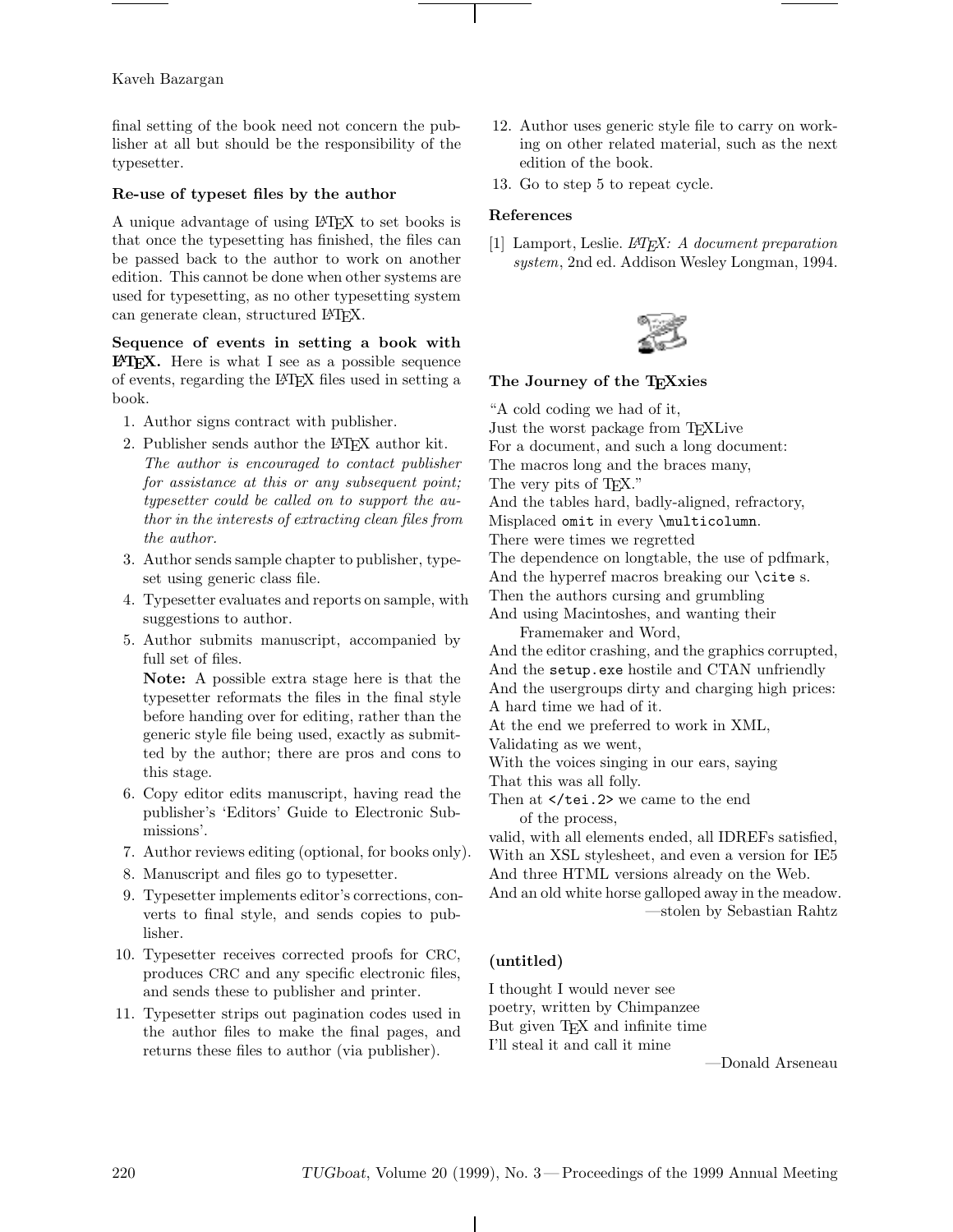final setting of the book need not concern the publisher at all but should be the responsibility of the typesetter.

### Re-use of typeset files by the author

A unique advantage of using LaTeX to set books is that once the typesetting has finished, the files can be passed back to the author to work on another edition. This cannot be done when other systems are used for typesetting, as no other typesetting system can generate clean, structured LaTeX.

**Sequence of events in setting a book with LaTeX.** Here is what I see as a possible sequence of events, regarding the LaTeX files used in setting a book.

1. Author signs contract with publisher.
2. Publisher sends author the LaTeX author kit. *The author is encouraged to contact publisher for assistance at this or any subsequent point; typesetter could be called on to support the author in the interests of extracting clean files from the author.*
3. Author sends sample chapter to publisher, typeset using generic class file.
4. Typesetter evaluates and reports on sample, with suggestions to author.
5. Author submits manuscript, accompanied by full set of files.

   **Note:** A possible extra stage here is that the typesetter reformats the files in the final style before handing over for editing, rather than the generic style file being used, exactly as submitted by the author; there are pros and cons to this stage.
6. Copy editor edits manuscript, having read the publisher's 'Editors' Guide to Electronic Submissions'.
7. Author reviews editing (optional, for books only).
8. Manuscript and files go to typesetter.
9. Typesetter implements editor's corrections, converts to final style, and sends copies to publisher.
10. Typesetter receives corrected proofs for CRC, produces CRC and any specific electronic files, and sends these to publisher and printer.
11. Typesetter strips out pagination codes used in the author files to make the final pages, and returns these files to author (via publisher).
12. Author uses generic style file to carry on working on other related material, such as the next edition of the book.
13. Go to step 5 to repeat cycle.

### References

[1] Lamport, Leslie. *LaTeX: A document preparation system*, 2nd ed. Addison Wesley Longman, 1994.

### The Journey of the TeXxies

"A cold coding we had of it,  
Just the worst package from TeXLive  
For a document, and such a long document:  
The macros long and the braces many,  
The very pits of TeX."  
And the tables hard, badly-aligned, refractory,  
Misplaced `omit` in every `\multicolumn`.  
There were times we regretted  
The dependence on longtable, the use of pdfmark,  
And the hyperref macros breaking our `\cite` s.  
Then the authors cursing and grumbling  
And using Macintoshes, and wanting their  
Framemaker and Word,  
And the editor crashing, and the graphics corrupted,  
And the `setup.exe` hostile and CTAN unfriendly  
And the usergroups dirty and charging high prices:  
A hard time we had of it.  
At the end we preferred to work in XML,  
Validating as we went,  
With the voices singing in our ears, saying  
That this was all folly.  
Then at `</tei.2>` we came to the end  
of the process,  
valid, with all elements ended, all IDREFs satisfied,  
With an XSL stylesheet, and even a version for IE5  
And three HTML versions already on the Web.  
And an old white horse galloped away in the meadow.

—stolen by Sebastian Rahtz

### (untitled)

I thought I would never see  
poetry, written by Chimpanzee  
But given TeX and infinite time  
I'll steal it and call it mine

—Donald Arseneau